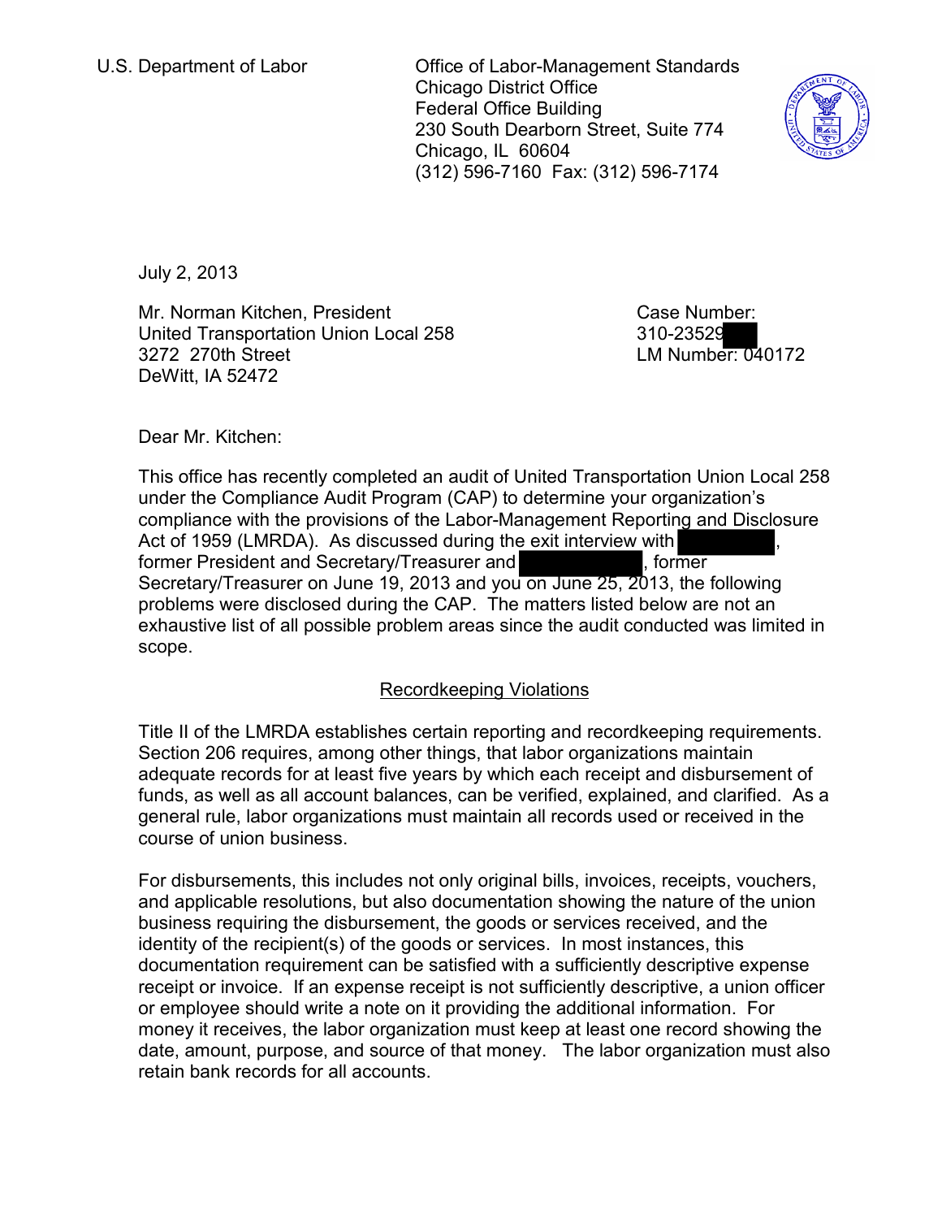U.S. Department of Labor

Office of Labor-Management Standards
Chicago District Office
Federal Office Building
230 South Dearborn Street, Suite 774
Chicago, IL 60604
(312) 596-7160 Fax: (312) 596-7174

July 2, 2013

Mr. Norman Kitchen, President
United Transportation Union Local 258
3272 270th Street
DeWitt, IA 52472

Case Number: 310-23529
LM Number: 040172

Dear Mr. Kitchen:

This office has recently completed an audit of United Transportation Union Local 258 under the Compliance Audit Program (CAP) to determine your organization's compliance with the provisions of the Labor-Management Reporting and Disclosure Act of 1959 (LMRDA). As discussed during the exit interview with , former President and Secretary/Treasurer and , former Secretary/Treasurer on June 19, 2013 and you on June 25, 2013, the following problems were disclosed during the CAP. The matters listed below are not an exhaustive list of all possible problem areas since the audit conducted was limited in scope.

## Recordkeeping Violations

Title II of the LMRDA establishes certain reporting and recordkeeping requirements. Section 206 requires, among other things, that labor organizations maintain adequate records for at least five years by which each receipt and disbursement of funds, as well as all account balances, can be verified, explained, and clarified. As a general rule, labor organizations must maintain all records used or received in the course of union business.

For disbursements, this includes not only original bills, invoices, receipts, vouchers, and applicable resolutions, but also documentation showing the nature of the union business requiring the disbursement, the goods or services received, and the identity of the recipient(s) of the goods or services. In most instances, this documentation requirement can be satisfied with a sufficiently descriptive expense receipt or invoice. If an expense receipt is not sufficiently descriptive, a union officer or employee should write a note on it providing the additional information. For money it receives, the labor organization must keep at least one record showing the date, amount, purpose, and source of that money. The labor organization must also retain bank records for all accounts.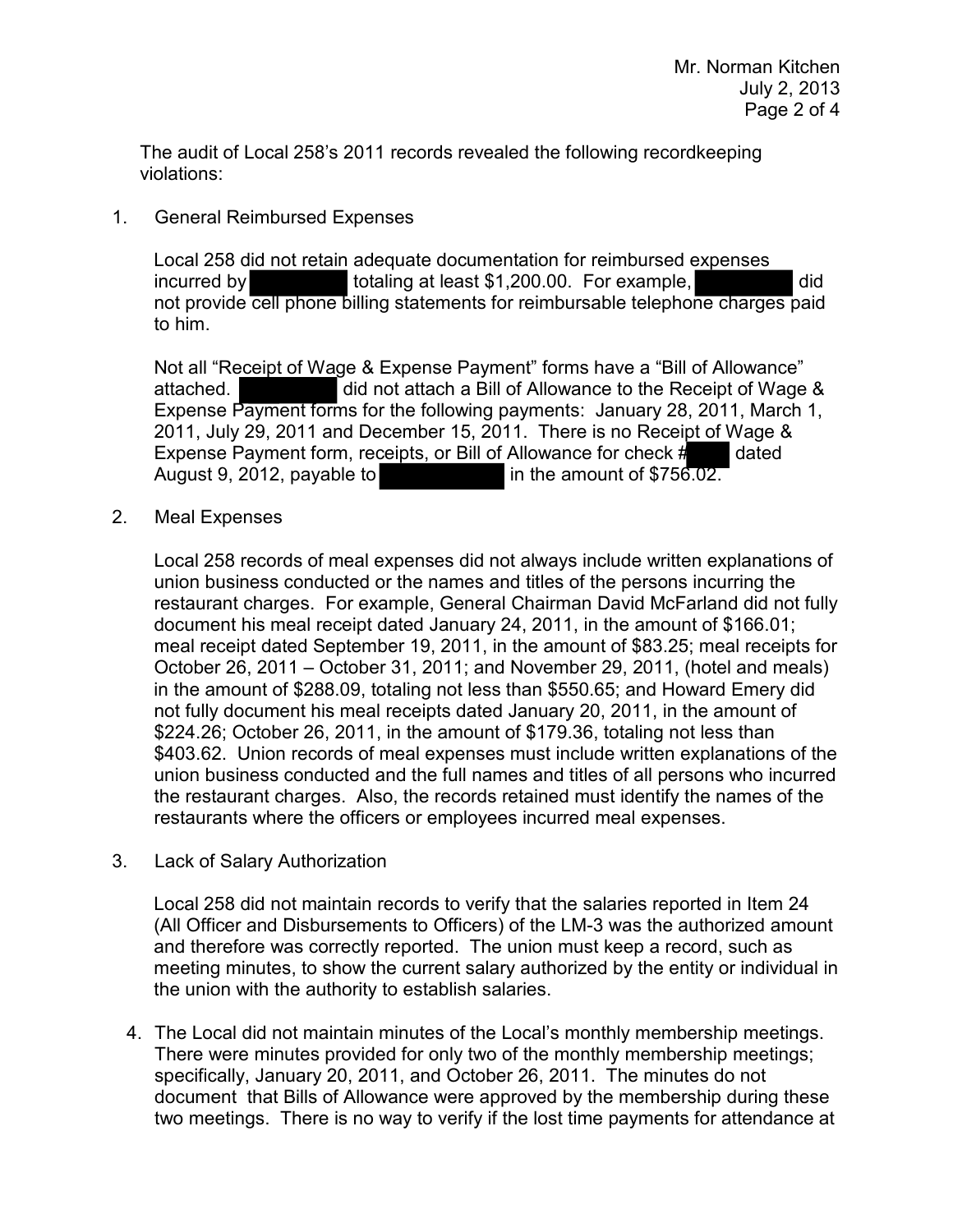The audit of Local 258's 2011 records revealed the following recordkeeping violations:

1. General Reimbursed Expenses

   Local 258 did not retain adequate documentation for reimbursed expenses incurred by [REDACTED] totaling at least $1,200.00. For example, [REDACTED] did not provide cell phone billing statements for reimbursable telephone charges paid to him.

   Not all "Receipt of Wage & Expense Payment" forms have a "Bill of Allowance" attached. [REDACTED] did not attach a Bill of Allowance to the Receipt of Wage & Expense Payment forms for the following payments: January 28, 2011, March 1, 2011, July 29, 2011 and December 15, 2011. There is no Receipt of Wage & Expense Payment form, receipts, or Bill of Allowance for check #[REDACTED] dated August 9, 2012, payable to [REDACTED] in the amount of $756.02.

2. Meal Expenses

   Local 258 records of meal expenses did not always include written explanations of union business conducted or the names and titles of the persons incurring the restaurant charges. For example, General Chairman David McFarland did not fully document his meal receipt dated January 24, 2011, in the amount of $166.01; meal receipt dated September 19, 2011, in the amount of $83.25; meal receipts for October 26, 2011 – October 31, 2011; and November 29, 2011, (hotel and meals) in the amount of $288.09, totaling not less than $550.65; and Howard Emery did not fully document his meal receipts dated January 20, 2011, in the amount of $224.26; October 26, 2011, in the amount of $179.36, totaling not less than $403.62. Union records of meal expenses must include written explanations of the union business conducted and the full names and titles of all persons who incurred the restaurant charges. Also, the records retained must identify the names of the restaurants where the officers or employees incurred meal expenses.

3. Lack of Salary Authorization

   Local 258 did not maintain records to verify that the salaries reported in Item 24 (All Officer and Disbursements to Officers) of the LM-3 was the authorized amount and therefore was correctly reported. The union must keep a record, such as meeting minutes, to show the current salary authorized by the entity or individual in the union with the authority to establish salaries.

4. The Local did not maintain minutes of the Local's monthly membership meetings. There were minutes provided for only two of the monthly membership meetings; specifically, January 20, 2011, and October 26, 2011. The minutes do not document that Bills of Allowance were approved by the membership during these two meetings. There is no way to verify if the lost time payments for attendance at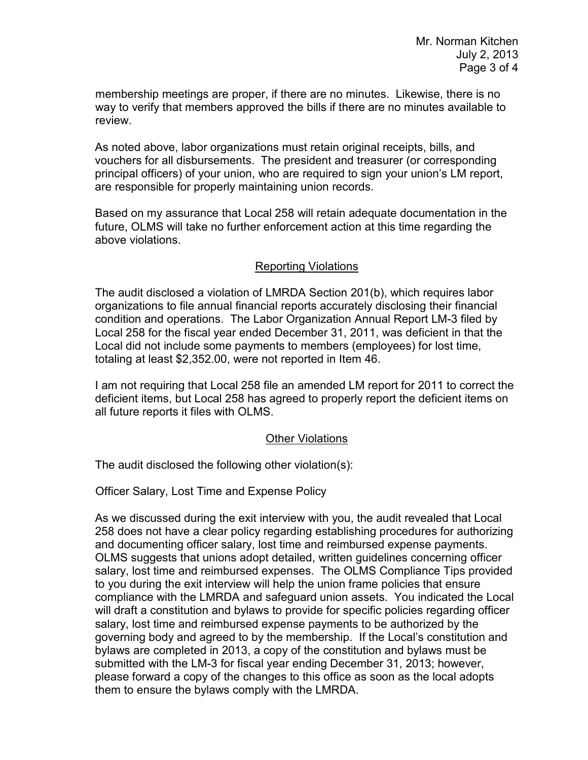membership meetings are proper, if there are no minutes. Likewise, there is no way to verify that members approved the bills if there are no minutes available to review.

As noted above, labor organizations must retain original receipts, bills, and vouchers for all disbursements. The president and treasurer (or corresponding principal officers) of your union, who are required to sign your union's LM report, are responsible for properly maintaining union records.

Based on my assurance that Local 258 will retain adequate documentation in the future, OLMS will take no further enforcement action at this time regarding the above violations.

## Reporting Violations

The audit disclosed a violation of LMRDA Section 201(b), which requires labor organizations to file annual financial reports accurately disclosing their financial condition and operations. The Labor Organization Annual Report LM-3 filed by Local 258 for the fiscal year ended December 31, 2011, was deficient in that the Local did not include some payments to members (employees) for lost time, totaling at least $2,352.00, were not reported in Item 46.

I am not requiring that Local 258 file an amended LM report for 2011 to correct the deficient items, but Local 258 has agreed to properly report the deficient items on all future reports it files with OLMS.

## Other Violations

The audit disclosed the following other violation(s):

Officer Salary, Lost Time and Expense Policy

As we discussed during the exit interview with you, the audit revealed that Local 258 does not have a clear policy regarding establishing procedures for authorizing and documenting officer salary, lost time and reimbursed expense payments. OLMS suggests that unions adopt detailed, written guidelines concerning officer salary, lost time and reimbursed expenses. The OLMS Compliance Tips provided to you during the exit interview will help the union frame policies that ensure compliance with the LMRDA and safeguard union assets. You indicated the Local will draft a constitution and bylaws to provide for specific policies regarding officer salary, lost time and reimbursed expense payments to be authorized by the governing body and agreed to by the membership. If the Local's constitution and bylaws are completed in 2013, a copy of the constitution and bylaws must be submitted with the LM-3 for fiscal year ending December 31, 2013; however, please forward a copy of the changes to this office as soon as the local adopts them to ensure the bylaws comply with the LMRDA.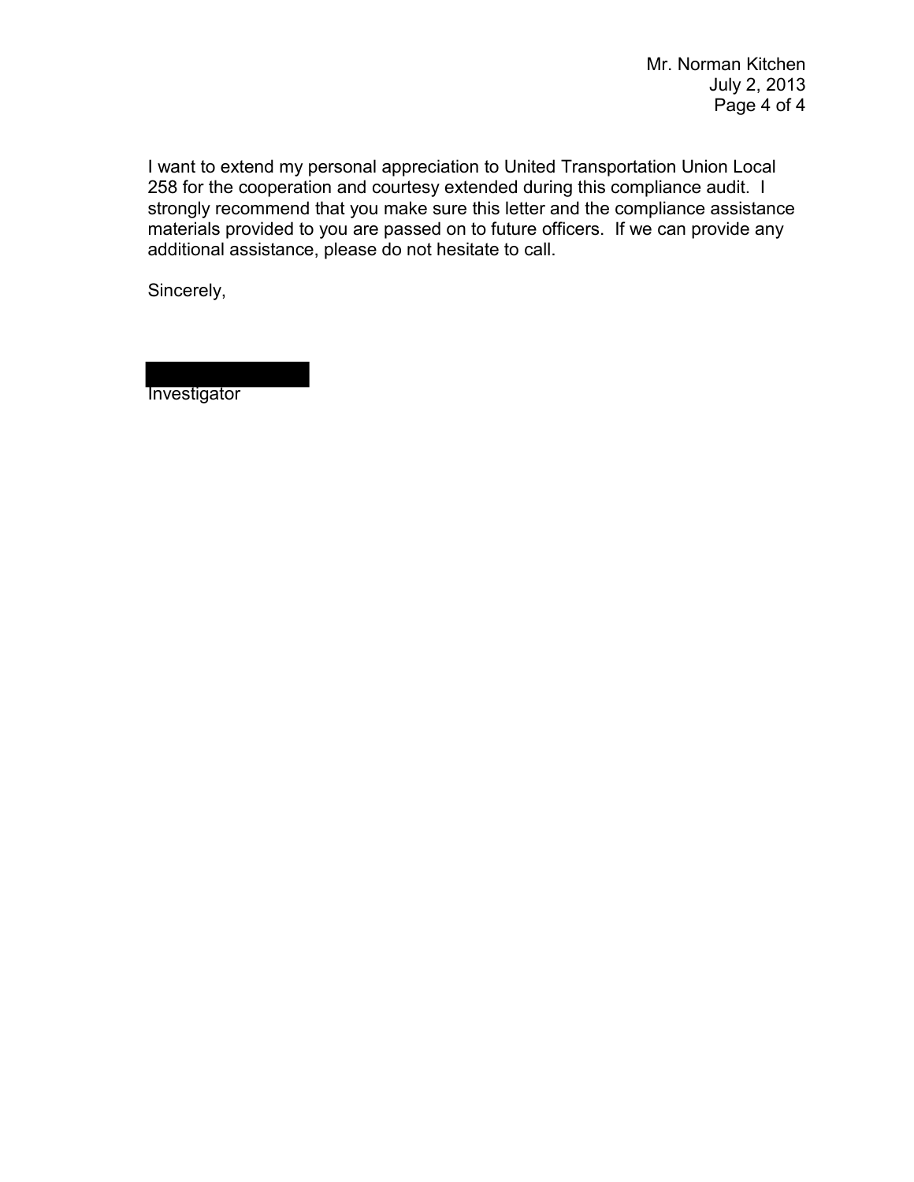I want to extend my personal appreciation to United Transportation Union Local 258 for the cooperation and courtesy extended during this compliance audit. I strongly recommend that you make sure this letter and the compliance assistance materials provided to you are passed on to future officers. If we can provide any additional assistance, please do not hesitate to call.

Sincerely,

Investigator